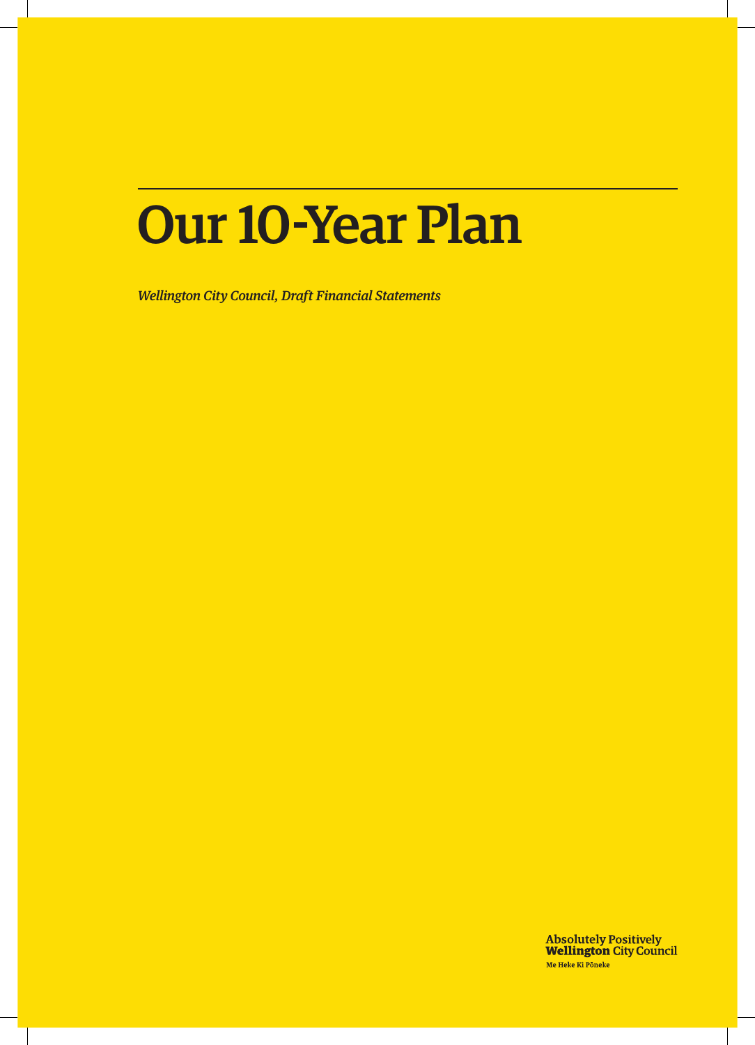# Our 10-Year Plan

*Wellington City Council, Draft Financial Statements*

Absolutely Positively
**Wellington** City Council
Me Heke Ki Pōneke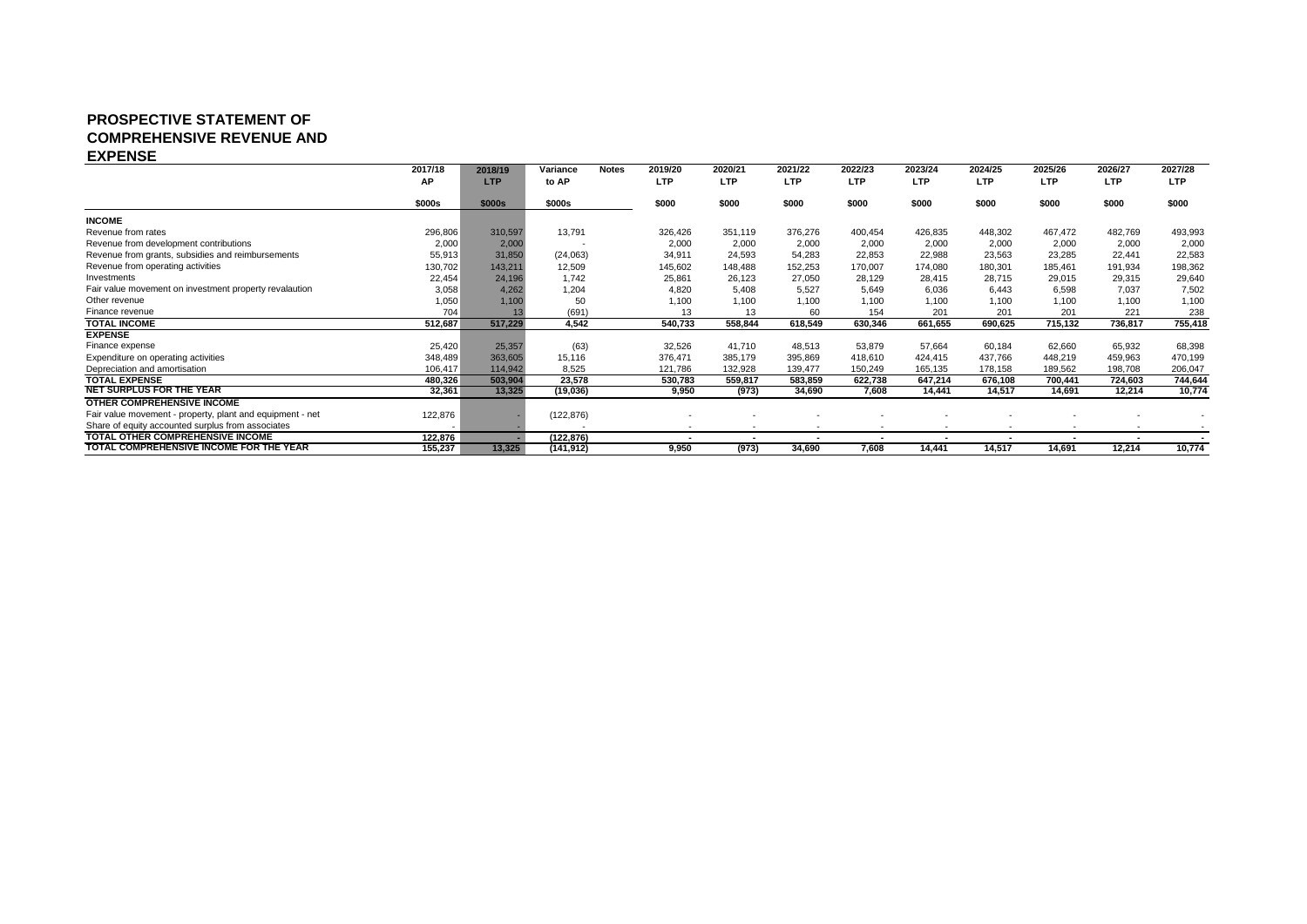# PROSPECTIVE STATEMENT OF COMPREHENSIVE REVENUE AND EXPENSE

| | 2017/18 AP | 2018/19 LTP | Variance to AP | Notes | 2019/20 LTP | 2020/21 LTP | 2021/22 LTP | 2022/23 LTP | 2023/24 LTP | 2024/25 LTP | 2025/26 LTP | 2026/27 LTP | 2027/28 LTP |
|---|---|---|---|---|---|---|---|---|---|---|---|---|---|
| | $000s | $000s | $000s | | $000 | $000 | $000 | $000 | $000 | $000 | $000 | $000 | $000 |
| **INCOME** | | | | | | | | | | | | | |
| Revenue from rates | 296,806 | 310,597 | 13,791 | | 326,426 | 351,119 | 376,276 | 400,454 | 426,835 | 448,302 | 467,472 | 482,769 | 493,993 |
| Revenue from development contributions | 2,000 | 2,000 | - | | 2,000 | 2,000 | 2,000 | 2,000 | 2,000 | 2,000 | 2,000 | 2,000 | 2,000 |
| Revenue from grants, subsidies and reimbursements | 55,913 | 31,850 | (24,063) | | 34,911 | 24,593 | 54,283 | 22,853 | 22,988 | 23,563 | 23,285 | 22,441 | 22,583 |
| Revenue from operating activities | 130,702 | 143,211 | 12,509 | | 145,602 | 148,488 | 152,253 | 170,007 | 174,080 | 180,301 | 185,461 | 191,934 | 198,362 |
| Investments | 22,454 | 24,196 | 1,742 | | 25,861 | 26,123 | 27,050 | 28,129 | 28,415 | 28,715 | 29,015 | 29,315 | 29,640 |
| Fair value movement on investment property revalaution | 3,058 | 4,262 | 1,204 | | 4,820 | 5,408 | 5,527 | 5,649 | 6,036 | 6,443 | 6,598 | 7,037 | 7,502 |
| Other revenue | 1,050 | 1,100 | 50 | | 1,100 | 1,100 | 1,100 | 1,100 | 1,100 | 1,100 | 1,100 | 1,100 | 1,100 |
| Finance revenue | 704 | 13 | (691) | | 13 | 13 | 60 | 154 | 201 | 201 | 201 | 221 | 238 |
| **TOTAL INCOME** | **512,687** | **517,229** | **4,542** | | **540,733** | **558,844** | **618,549** | **630,346** | **661,655** | **690,625** | **715,132** | **736,817** | **755,418** |
| **EXPENSE** | | | | | | | | | | | | | |
| Finance expense | 25,420 | 25,357 | (63) | | 32,526 | 41,710 | 48,513 | 53,879 | 57,664 | 60,184 | 62,660 | 65,932 | 68,398 |
| Expenditure on operating activities | 348,489 | 363,605 | 15,116 | | 376,471 | 385,179 | 395,869 | 418,610 | 424,415 | 437,766 | 448,219 | 459,963 | 470,199 |
| Depreciation and amortisation | 106,417 | 114,942 | 8,525 | | 121,786 | 132,928 | 139,477 | 150,249 | 165,135 | 178,158 | 189,562 | 198,708 | 206,047 |
| **TOTAL EXPENSE** | **480,326** | **503,904** | **23,578** | | **530,783** | **559,817** | **583,859** | **622,738** | **647,214** | **676,108** | **700,441** | **724,603** | **744,644** |
| **NET SURPLUS FOR THE YEAR** | **32,361** | **13,325** | **(19,036)** | | **9,950** | **(973)** | **34,690** | **7,608** | **14,441** | **14,517** | **14,691** | **12,214** | **10,774** |
| **OTHER COMPREHENSIVE INCOME** | | | | | | | | | | | | | |
| Fair value movement - property, plant and equipment - net | 122,876 | - | (122,876) | | - | - | - | - | - | - | - | - | - |
| Share of equity accounted surplus from associates | - | - | - | | - | - | - | - | - | - | - | - | - |
| **TOTAL OTHER COMPREHENSIVE INCOME** | **122,876** | **-** | **(122,876)** | | **-** | **-** | **-** | **-** | **-** | **-** | **-** | **-** | **-** |
| **TOTAL COMPREHENSIVE INCOME FOR THE YEAR** | **155,237** | **13,325** | **(141,912)** | | **9,950** | **(973)** | **34,690** | **7,608** | **14,441** | **14,517** | **14,691** | **12,214** | **10,774** |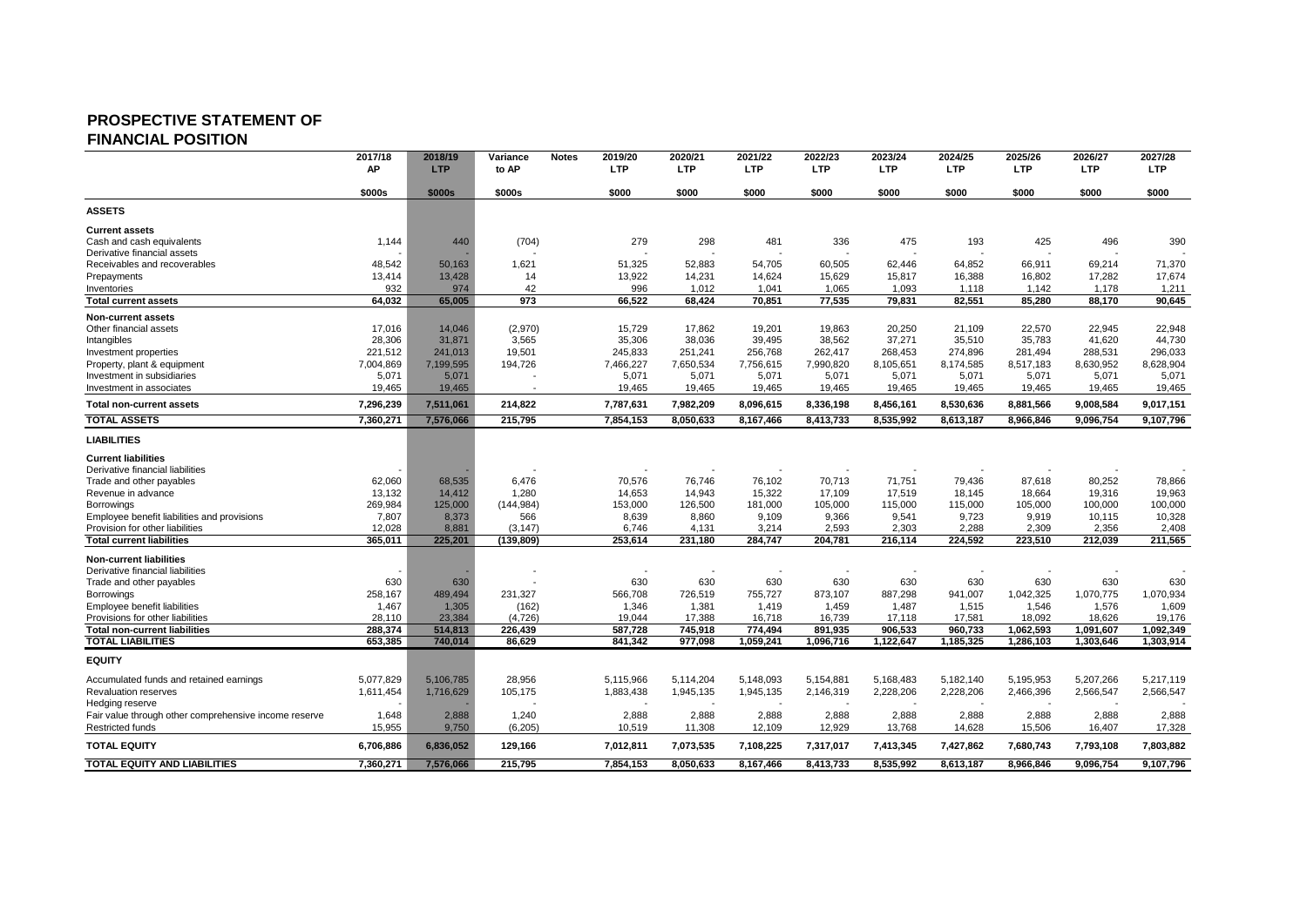# PROSPECTIVE STATEMENT OF FINANCIAL POSITION

| | 2017/18 AP | 2018/19 LTP | Variance to AP | Notes | 2019/20 LTP | 2020/21 LTP | 2021/22 LTP | 2022/23 LTP | 2023/24 LTP | 2024/25 LTP | 2025/26 LTP | 2026/27 LTP | 2027/28 LTP |
|---|---|---|---|---|---|---|---|---|---|---|---|---|---|
| | $000s | $000s | $000s | | $000 | $000 | $000 | $000 | $000 | $000 | $000 | $000 | $000 |
| **ASSETS** | | | | | | | | | | | | | |
| **Current assets** | | | | | | | | | | | | | |
| Cash and cash equivalents | 1,144 | 440 | (704) | | 279 | 298 | 481 | 336 | 475 | 193 | 425 | 496 | 390 |
| Derivative financial assets | - | - | - | | - | - | - | - | - | - | - | - | - |
| Receivables and recoverables | 48,542 | 50,163 | 1,621 | | 51,325 | 52,883 | 54,705 | 60,505 | 62,446 | 64,852 | 66,911 | 69,214 | 71,370 |
| Prepayments | 13,414 | 13,428 | 14 | | 13,922 | 14,231 | 14,624 | 15,629 | 15,817 | 16,388 | 16,802 | 17,282 | 17,674 |
| Inventories | 932 | 974 | 42 | | 996 | 1,012 | 1,041 | 1,065 | 1,093 | 1,118 | 1,142 | 1,178 | 1,211 |
| **Total current assets** | **64,032** | **65,005** | **973** | | **66,522** | **68,424** | **70,851** | **77,535** | **79,831** | **82,551** | **85,280** | **88,170** | **90,645** |
| **Non-current assets** | | | | | | | | | | | | | |
| Other financial assets | 17,016 | 14,046 | (2,970) | | 15,729 | 17,862 | 19,201 | 19,863 | 20,250 | 21,109 | 22,570 | 22,945 | 22,948 |
| Intangibles | 28,306 | 31,871 | 3,565 | | 35,306 | 38,036 | 39,495 | 38,562 | 37,271 | 35,510 | 35,783 | 41,620 | 44,730 |
| Investment properties | 221,512 | 241,013 | 19,501 | | 245,833 | 251,241 | 256,768 | 262,417 | 268,453 | 274,896 | 281,494 | 288,531 | 296,033 |
| Property, plant & equipment | 7,004,869 | 7,199,595 | 194,726 | | 7,466,227 | 7,650,534 | 7,756,615 | 7,990,820 | 8,105,651 | 8,174,585 | 8,517,183 | 8,630,952 | 8,628,904 |
| Investment in subsidiaries | 5,071 | 5,071 | - | | 5,071 | 5,071 | 5,071 | 5,071 | 5,071 | 5,071 | 5,071 | 5,071 | 5,071 |
| Investment in associates | 19,465 | 19,465 | - | | 19,465 | 19,465 | 19,465 | 19,465 | 19,465 | 19,465 | 19,465 | 19,465 | 19,465 |
| **Total non-current assets** | **7,296,239** | **7,511,061** | **214,822** | | **7,787,631** | **7,982,209** | **8,096,615** | **8,336,198** | **8,456,161** | **8,530,636** | **8,881,566** | **9,008,584** | **9,017,151** |
| **TOTAL ASSETS** | **7,360,271** | **7,576,066** | **215,795** | | **7,854,153** | **8,050,633** | **8,167,466** | **8,413,733** | **8,535,992** | **8,613,187** | **8,966,846** | **9,096,754** | **9,107,796** |
| **LIABILITIES** | | | | | | | | | | | | | |
| **Current liabilities** | | | | | | | | | | | | | |
| Derivative financial liabilities | - | - | - | | - | - | - | - | - | - | - | - | - |
| Trade and other payables | 62,060 | 68,535 | 6,476 | | 70,576 | 76,746 | 76,102 | 70,713 | 71,751 | 79,436 | 87,618 | 80,252 | 78,866 |
| Revenue in advance | 13,132 | 14,412 | 1,280 | | 14,653 | 14,943 | 15,322 | 17,109 | 17,519 | 18,145 | 18,664 | 19,316 | 19,963 |
| Borrowings | 269,984 | 125,000 | (144,984) | | 153,000 | 126,500 | 181,000 | 105,000 | 115,000 | 115,000 | 105,000 | 100,000 | 100,000 |
| Employee benefit liabilities and provisions | 7,807 | 8,373 | 566 | | 8,639 | 8,860 | 9,109 | 9,366 | 9,541 | 9,723 | 9,919 | 10,115 | 10,328 |
| Provision for other liabilities | 12,028 | 8,881 | (3,147) | | 6,746 | 4,131 | 3,214 | 2,593 | 2,303 | 2,288 | 2,309 | 2,356 | 2,408 |
| **Total current liabilities** | **365,011** | **225,201** | **(139,809)** | | **253,614** | **231,180** | **284,747** | **204,781** | **216,114** | **224,592** | **223,510** | **212,039** | **211,565** |
| **Non-current liabilities** | | | | | | | | | | | | | |
| Derivative financial liabilities | - | - | - | | - | - | - | - | - | - | - | - | - |
| Trade and other payables | 630 | 630 | - | | 630 | 630 | 630 | 630 | 630 | 630 | 630 | 630 | 630 |
| Borrowings | 258,167 | 489,494 | 231,327 | | 566,708 | 726,519 | 755,727 | 873,107 | 887,298 | 941,007 | 1,042,325 | 1,070,775 | 1,070,934 |
| Employee benefit liabilities | 1,467 | 1,305 | (162) | | 1,346 | 1,381 | 1,419 | 1,459 | 1,487 | 1,515 | 1,546 | 1,576 | 1,609 |
| Provisions for other liabilities | 28,110 | 23,384 | (4,726) | | 19,044 | 17,388 | 16,718 | 16,739 | 17,118 | 17,581 | 18,092 | 18,626 | 19,176 |
| **Total non-current liabilities** | **288,374** | **514,813** | **226,439** | | **587,728** | **745,918** | **774,494** | **891,935** | **906,533** | **960,733** | **1,062,593** | **1,091,607** | **1,092,349** |
| **TOTAL LIABILITIES** | **653,385** | **740,014** | **86,629** | | **841,342** | **977,098** | **1,059,241** | **1,096,716** | **1,122,647** | **1,185,325** | **1,286,103** | **1,303,646** | **1,303,914** |
| **EQUITY** | | | | | | | | | | | | | |
| Accumulated funds and retained earnings | 5,077,829 | 5,106,785 | 28,956 | | 5,115,966 | 5,114,204 | 5,148,093 | 5,154,881 | 5,168,483 | 5,182,140 | 5,195,953 | 5,207,266 | 5,217,119 |
| Revaluation reserves | 1,611,454 | 1,716,629 | 105,175 | | 1,883,438 | 1,945,135 | 1,945,135 | 2,146,319 | 2,228,206 | 2,228,206 | 2,466,396 | 2,566,547 | 2,566,547 |
| Hedging reserve | - | - | - | | - | - | - | - | - | - | - | - | - |
| Fair value through other comprehensive income reserve | 1,648 | 2,888 | 1,240 | | 2,888 | 2,888 | 2,888 | 2,888 | 2,888 | 2,888 | 2,888 | 2,888 | 2,888 |
| Restricted funds | 15,955 | 9,750 | (6,205) | | 10,519 | 11,308 | 12,109 | 12,929 | 13,768 | 14,628 | 15,506 | 16,407 | 17,328 |
| **TOTAL EQUITY** | **6,706,886** | **6,836,052** | **129,166** | | **7,012,811** | **7,073,535** | **7,108,225** | **7,317,017** | **7,413,345** | **7,427,862** | **7,680,743** | **7,793,108** | **7,803,882** |
| **TOTAL EQUITY AND LIABILITIES** | **7,360,271** | **7,576,066** | **215,795** | | **7,854,153** | **8,050,633** | **8,167,466** | **8,413,733** | **8,535,992** | **8,613,187** | **8,966,846** | **9,096,754** | **9,107,796** |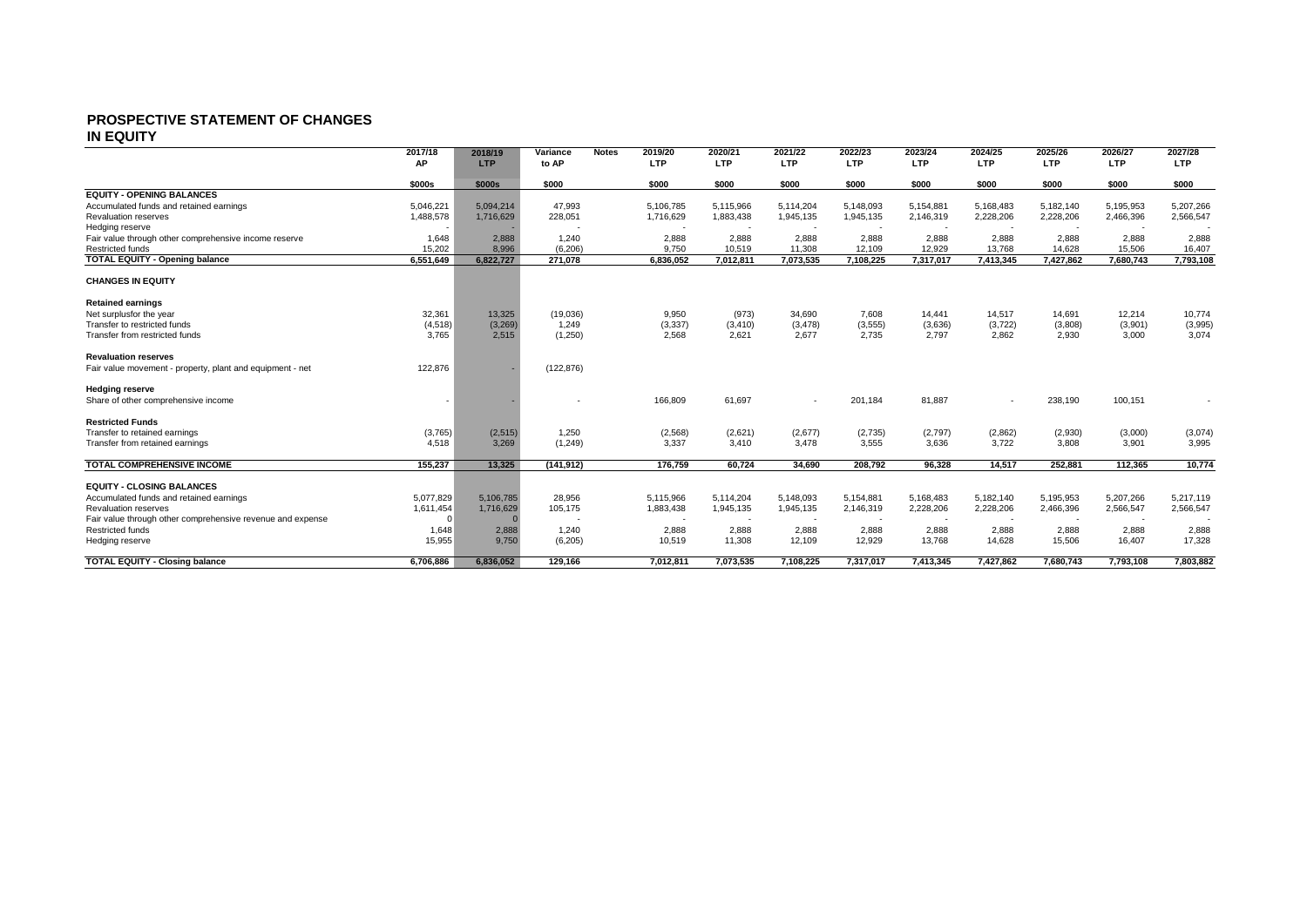# PROSPECTIVE STATEMENT OF CHANGES IN EQUITY

| | 2017/18 AP | 2018/19 LTP | Variance to AP | Notes | 2019/20 LTP | 2020/21 LTP | 2021/22 LTP | 2022/23 LTP | 2023/24 LTP | 2024/25 LTP | 2025/26 LTP | 2026/27 LTP | 2027/28 LTP |
|---|---|---|---|---|---|---|---|---|---|---|---|---|---|
| | $000s | $000s | $000 | | $000 | $000 | $000 | $000 | $000 | $000 | $000 | $000 | $000 |
| **EQUITY - OPENING BALANCES** | | | | | | | | | | | | | |
| Accumulated funds and retained earnings | 5,046,221 | 5,094,214 | 47,993 | | 5,106,785 | 5,115,966 | 5,114,204 | 5,148,093 | 5,154,881 | 5,168,483 | 5,182,140 | 5,195,953 | 5,207,266 |
| Revaluation reserves | 1,488,578 | 1,716,629 | 228,051 | | 1,716,629 | 1,883,438 | 1,945,135 | 1,945,135 | 2,146,319 | 2,228,206 | 2,228,206 | 2,466,396 | 2,566,547 |
| Hedging reserve | - | - | - | | - | - | - | - | - | - | - | - | - |
| Fair value through other comprehensive income reserve | 1,648 | 2,888 | 1,240 | | 2,888 | 2,888 | 2,888 | 2,888 | 2,888 | 2,888 | 2,888 | 2,888 | 2,888 |
| Restricted funds | 15,202 | 8,996 | (6,206) | | 9,750 | 10,519 | 11,308 | 12,109 | 12,929 | 13,768 | 14,628 | 15,506 | 16,407 |
| **TOTAL EQUITY - Opening balance** | **6,551,649** | **6,822,727** | **271,078** | | **6,836,052** | **7,012,811** | **7,073,535** | **7,108,225** | **7,317,017** | **7,413,345** | **7,427,862** | **7,680,743** | **7,793,108** |
| **CHANGES IN EQUITY** | | | | | | | | | | | | | |
| **Retained earnings** | | | | | | | | | | | | | |
| Net surplusfor the year | 32,361 | 13,325 | (19,036) | | 9,950 | (973) | 34,690 | 7,608 | 14,441 | 14,517 | 14,691 | 12,214 | 10,774 |
| Transfer to restricted funds | (4,518) | (3,269) | 1,249 | | (3,337) | (3,410) | (3,478) | (3,555) | (3,636) | (3,722) | (3,808) | (3,901) | (3,995) |
| Transfer from restricted funds | 3,765 | 2,515 | (1,250) | | 2,568 | 2,621 | 2,677 | 2,735 | 2,797 | 2,862 | 2,930 | 3,000 | 3,074 |
| **Revaluation reserves** | | | | | | | | | | | | | |
| Fair value movement - property, plant and equipment - net | 122,876 | - | (122,876) | | | | | | | | | | |
| **Hedging reserve** | | | | | | | | | | | | | |
| Share of other comprehensive income | - | - | - | | 166,809 | 61,697 | - | 201,184 | 81,887 | - | 238,190 | 100,151 | - |
| **Restricted Funds** | | | | | | | | | | | | | |
| Transfer to retained earnings | (3,765) | (2,515) | 1,250 | | (2,568) | (2,621) | (2,677) | (2,735) | (2,797) | (2,862) | (2,930) | (3,000) | (3,074) |
| Transfer from retained earnings | 4,518 | 3,269 | (1,249) | | 3,337 | 3,410 | 3,478 | 3,555 | 3,636 | 3,722 | 3,808 | 3,901 | 3,995 |
| **TOTAL COMPREHENSIVE INCOME** | **155,237** | **13,325** | **(141,912)** | | **176,759** | **60,724** | **34,690** | **208,792** | **96,328** | **14,517** | **252,881** | **112,365** | **10,774** |
| **EQUITY - CLOSING BALANCES** | | | | | | | | | | | | | |
| Accumulated funds and retained earnings | 5,077,829 | 5,106,785 | 28,956 | | 5,115,966 | 5,114,204 | 5,148,093 | 5,154,881 | 5,168,483 | 5,182,140 | 5,195,953 | 5,207,266 | 5,217,119 |
| Revaluation reserves | 1,611,454 | 1,716,629 | 105,175 | | 1,883,438 | 1,945,135 | 1,945,135 | 2,146,319 | 2,228,206 | 2,228,206 | 2,466,396 | 2,566,547 | 2,566,547 |
| Fair value through other comprehensive revenue and expense | 0 | 0 | - | | - | - | - | - | - | - | - | - | - |
| Restricted funds | 1,648 | 2,888 | 1,240 | | 2,888 | 2,888 | 2,888 | 2,888 | 2,888 | 2,888 | 2,888 | 2,888 | 2,888 |
| Hedging reserve | 15,955 | 9,750 | (6,205) | | 10,519 | 11,308 | 12,109 | 12,929 | 13,768 | 14,628 | 15,506 | 16,407 | 17,328 |
| **TOTAL EQUITY - Closing balance** | **6,706,886** | **6,836,052** | **129,166** | | **7,012,811** | **7,073,535** | **7,108,225** | **7,317,017** | **7,413,345** | **7,427,862** | **7,680,743** | **7,793,108** | **7,803,882** |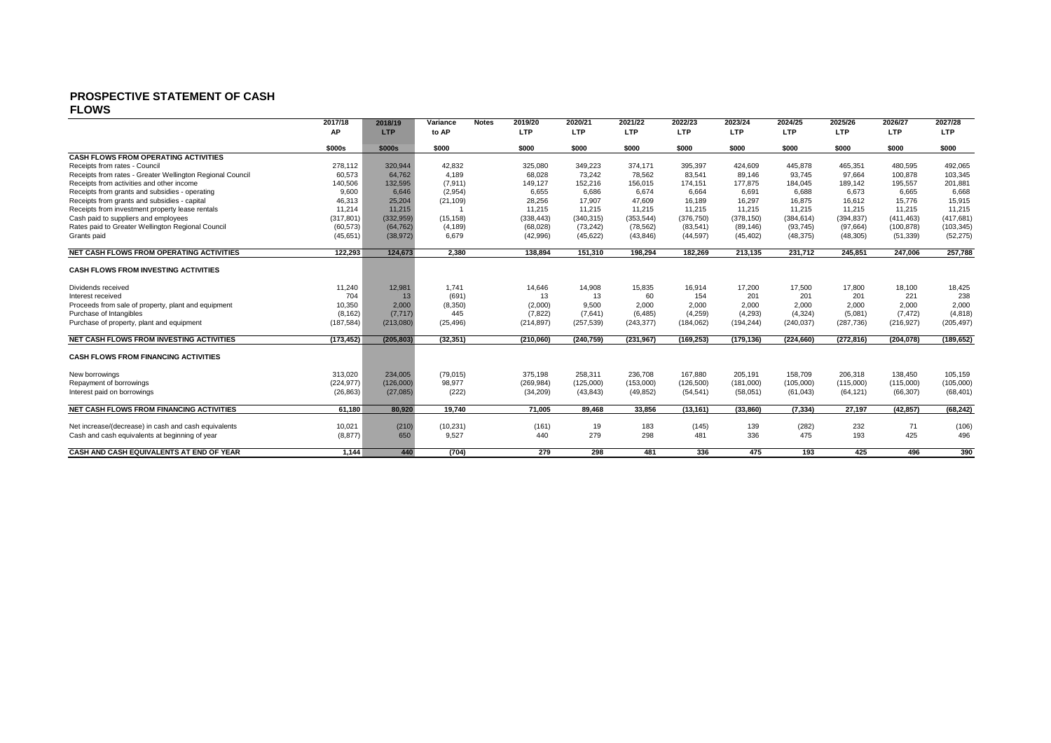# PROSPECTIVE STATEMENT OF CASH FLOWS

| | 2017/18 | 2018/19 | Variance | Notes | 2019/20 | 2020/21 | 2021/22 | 2022/23 | 2023/24 | 2024/25 | 2025/26 | 2026/27 | 2027/28 |
|---|---|---|---|---|---|---|---|---|---|---|---|---|---|
| | AP | LTP | to AP | | LTP | LTP | LTP | LTP | LTP | LTP | LTP | LTP | LTP |
| | $000s | $000s | $000 | | $000 | $000 | $000 | $000 | $000 | $000 | $000 | $000 | $000 |
| **CASH FLOWS FROM OPERATING ACTIVITIES** | | | | | | | | | | | | | |
| Receipts from rates - Council | 278,112 | 320,944 | 42,832 | | 325,080 | 349,223 | 374,171 | 395,397 | 424,609 | 445,878 | 465,351 | 480,595 | 492,065 |
| Receipts from rates - Greater Wellington Regional Council | 60,573 | 64,762 | 4,189 | | 68,028 | 73,242 | 78,562 | 83,541 | 89,146 | 93,745 | 97,664 | 100,878 | 103,345 |
| Receipts from activities and other income | 140,506 | 132,595 | (7,911) | | 149,127 | 152,216 | 156,015 | 174,151 | 177,875 | 184,045 | 189,142 | 195,557 | 201,881 |
| Receipts from grants and subsidies - operating | 9,600 | 6,646 | (2,954) | | 6,655 | 6,686 | 6,674 | 6,664 | 6,691 | 6,688 | 6,673 | 6,665 | 6,668 |
| Receipts from grants and subsidies - capital | 46,313 | 25,204 | (21,109) | | 28,256 | 17,907 | 47,609 | 16,189 | 16,297 | 16,875 | 16,612 | 15,776 | 15,915 |
| Receipts from investment property lease rentals | 11,214 | 11,215 | 1 | | 11,215 | 11,215 | 11,215 | 11,215 | 11,215 | 11,215 | 11,215 | 11,215 | 11,215 |
| Cash paid to suppliers and employees | (317,801) | (332,959) | (15,158) | | (338,443) | (340,315) | (353,544) | (376,750) | (378,150) | (384,614) | (394,837) | (411,463) | (417,681) |
| Rates paid to Greater Wellington Regional Council | (60,573) | (64,762) | (4,189) | | (68,028) | (73,242) | (78,562) | (83,541) | (89,146) | (93,745) | (97,664) | (100,878) | (103,345) |
| Grants paid | (45,651) | (38,972) | 6,679 | | (42,996) | (45,622) | (43,846) | (44,597) | (45,402) | (48,375) | (48,305) | (51,339) | (52,275) |
| **NET CASH FLOWS FROM OPERATING ACTIVITIES** | **122,293** | **124,673** | **2,380** | | **138,894** | **151,310** | **198,294** | **182,269** | **213,135** | **231,712** | **245,851** | **247,006** | **257,788** |
| **CASH FLOWS FROM INVESTING ACTIVITIES** | | | | | | | | | | | | | |
| Dividends received | 11,240 | 12,981 | 1,741 | | 14,646 | 14,908 | 15,835 | 16,914 | 17,200 | 17,500 | 17,800 | 18,100 | 18,425 |
| Interest received | 704 | 13 | (691) | | 13 | 13 | 60 | 154 | 201 | 201 | 201 | 221 | 238 |
| Proceeds from sale of property, plant and equipment | 10,350 | 2,000 | (8,350) | | (2,000) | 9,500 | 2,000 | 2,000 | 2,000 | 2,000 | 2,000 | 2,000 | 2,000 |
| Purchase of Intangibles | (8,162) | (7,717) | 445 | | (7,822) | (7,641) | (6,485) | (4,259) | (4,293) | (4,324) | (5,081) | (7,472) | (4,818) |
| Purchase of property, plant and equipment | (187,584) | (213,080) | (25,496) | | (214,897) | (257,539) | (243,377) | (184,062) | (194,244) | (240,037) | (287,736) | (216,927) | (205,497) |
| **NET CASH FLOWS FROM INVESTING ACTIVITIES** | **(173,452)** | **(205,803)** | **(32,351)** | | **(210,060)** | **(240,759)** | **(231,967)** | **(169,253)** | **(179,136)** | **(224,660)** | **(272,816)** | **(204,078)** | **(189,652)** |
| **CASH FLOWS FROM FINANCING ACTIVITIES** | | | | | | | | | | | | | |
| New borrowings | 313,020 | 234,005 | (79,015) | | 375,198 | 258,311 | 236,708 | 167,880 | 205,191 | 158,709 | 206,318 | 138,450 | 105,159 |
| Repayment of borrowings | (224,977) | (126,000) | 98,977 | | (269,984) | (125,000) | (153,000) | (126,500) | (181,000) | (105,000) | (115,000) | (115,000) | (105,000) |
| Interest paid on borrowings | (26,863) | (27,085) | (222) | | (34,209) | (43,843) | (49,852) | (54,541) | (58,051) | (61,043) | (64,121) | (66,307) | (68,401) |
| **NET CASH FLOWS FROM FINANCING ACTIVITIES** | **61,180** | **80,920** | **19,740** | | **71,005** | **89,468** | **33,856** | **(13,161)** | **(33,860)** | **(7,334)** | **27,197** | **(42,857)** | **(68,242)** |
| Net increase/(decrease) in cash and cash equivalents | 10,021 | (210) | (10,231) | | (161) | 19 | 183 | (145) | 139 | (282) | 232 | 71 | (106) |
| Cash and cash equivalents at beginning of year | (8,877) | 650 | 9,527 | | 440 | 279 | 298 | 481 | 336 | 475 | 193 | 425 | 496 |
| **CASH AND CASH EQUIVALENTS AT END OF YEAR** | **1,144** | **440** | **(704)** | | **279** | **298** | **481** | **336** | **475** | **193** | **425** | **496** | **390** |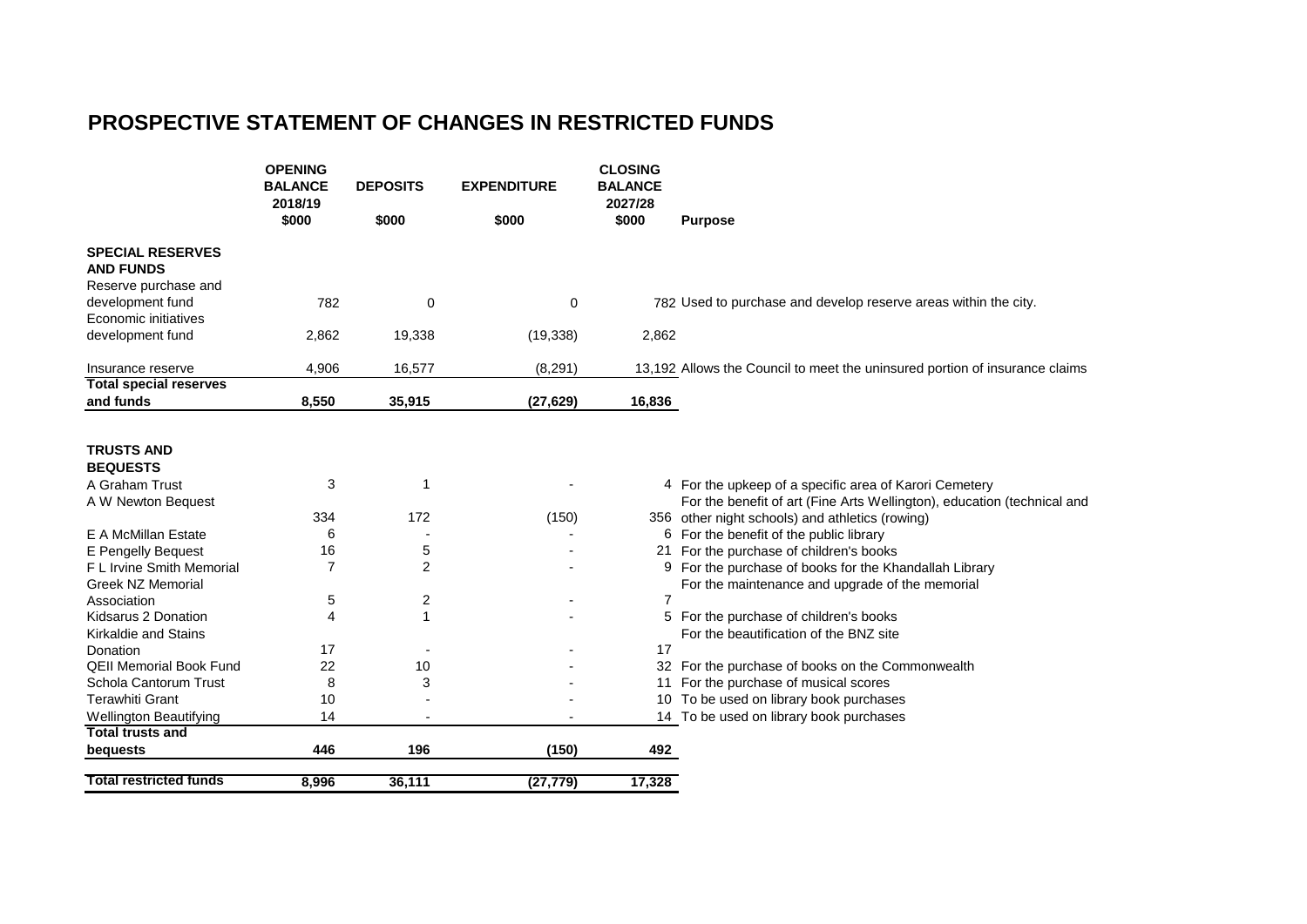# PROSPECTIVE STATEMENT OF CHANGES IN RESTRICTED FUNDS

| | OPENING BALANCE 2018/19 $000 | DEPOSITS $000 | EXPENDITURE $000 | CLOSING BALANCE 2027/28 $000 | Purpose |
|---|---|---|---|---|---|
| **SPECIAL RESERVES AND FUNDS** | | | | | |
| Reserve purchase and development fund | 782 | 0 | 0 | 782 | Used to purchase and develop reserve areas within the city. |
| Economic initiatives development fund | 2,862 | 19,338 | (19,338) | 2,862 | |
| Insurance reserve | 4,906 | 16,577 | (8,291) | 13,192 | Allows the Council to meet the uninsured portion of insurance claims |
| **Total special reserves and funds** | **8,550** | **35,915** | **(27,629)** | **16,836** | |
| **TRUSTS AND BEQUESTS** | | | | | |
| A Graham Trust | 3 | 1 | - | 4 | For the upkeep of a specific area of Karori Cemetery |
| A W Newton Bequest | 334 | 172 | (150) | 356 | For the benefit of art (Fine Arts Wellington), education (technical and other night schools) and athletics (rowing) |
| E A McMillan Estate | 6 | - | - | 6 | For the benefit of the public library |
| E Pengelly Bequest | 16 | 5 | - | 21 | For the purchase of children's books |
| F L Irvine Smith Memorial | 7 | 2 | - | 9 | For the purchase of books for the Khandallah Library |
| Greek NZ Memorial Association | 5 | 2 | - | 7 | For the maintenance and upgrade of the memorial |
| Kidsarus 2 Donation | 4 | 1 | - | 5 | For the purchase of children's books |
| Kirkaldie and Stains Donation | 17 | - | - | 17 | For the beautification of the BNZ site |
| QEII Memorial Book Fund | 22 | 10 | - | 32 | For the purchase of books on the Commonwealth |
| Schola Cantorum Trust | 8 | 3 | - | 11 | For the purchase of musical scores |
| Terawhiti Grant | 10 | - | - | 10 | To be used on library book purchases |
| Wellington Beautifying | 14 | - | - | 14 | To be used on library book purchases |
| **Total trusts and bequests** | **446** | **196** | **(150)** | **492** | |
| **Total restricted funds** | **8,996** | **36,111** | **(27,779)** | **17,328** | |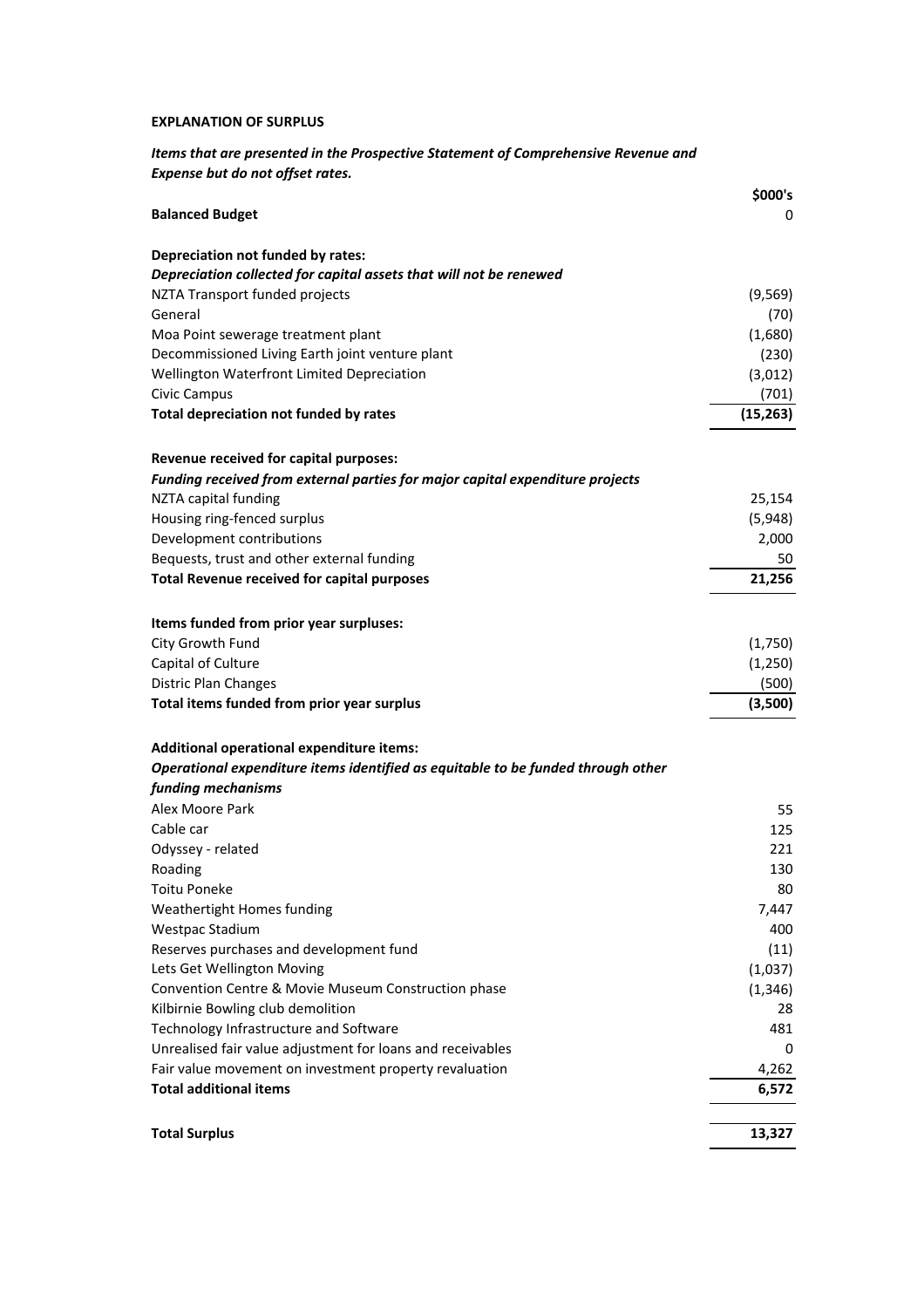**EXPLANATION OF SURPLUS**

***Items that are presented in the Prospective Statement of Comprehensive Revenue and Expense but do not offset rates.***

| | $000's |
|---|---:|
| **Balanced Budget** | 0 |
| | |
| **Depreciation not funded by rates:** | |
| ***Depreciation collected for capital assets that will not be renewed*** | |
| NZTA Transport funded projects | (9,569) |
| General | (70) |
| Moa Point sewerage treatment plant | (1,680) |
| Decommissioned Living Earth joint venture plant | (230) |
| Wellington Waterfront Limited Depreciation | (3,012) |
| Civic Campus | (701) |
| **Total depreciation not funded by rates** | **(15,263)** |
| | |
| **Revenue received for capital purposes:** | |
| ***Funding received from external parties for major capital expenditure projects*** | |
| NZTA capital funding | 25,154 |
| Housing ring-fenced surplus | (5,948) |
| Development contributions | 2,000 |
| Bequests, trust and other external funding | 50 |
| **Total Revenue received for capital purposes** | **21,256** |
| | |
| **Items funded from prior year surpluses:** | |
| City Growth Fund | (1,750) |
| Capital of Culture | (1,250) |
| Distric Plan Changes | (500) |
| **Total items funded from prior year surplus** | **(3,500)** |
| | |
| **Additional operational expenditure items:** | |
| ***Operational expenditure items identified as equitable to be funded through other funding mechanisms*** | |
| Alex Moore Park | 55 |
| Cable car | 125 |
| Odyssey - related | 221 |
| Roading | 130 |
| Toitu Poneke | 80 |
| Weathertight Homes funding | 7,447 |
| Westpac Stadium | 400 |
| Reserves purchases and development fund | (11) |
| Lets Get Wellington Moving | (1,037) |
| Convention Centre & Movie Museum Construction phase | (1,346) |
| Kilbirnie Bowling club demolition | 28 |
| Technology Infrastructure and Software | 481 |
| Unrealised fair value adjustment for loans and receivables | 0 |
| Fair value movement on investment property revaluation | 4,262 |
| **Total additional items** | **6,572** |
| | |
| **Total Surplus** | **13,327** |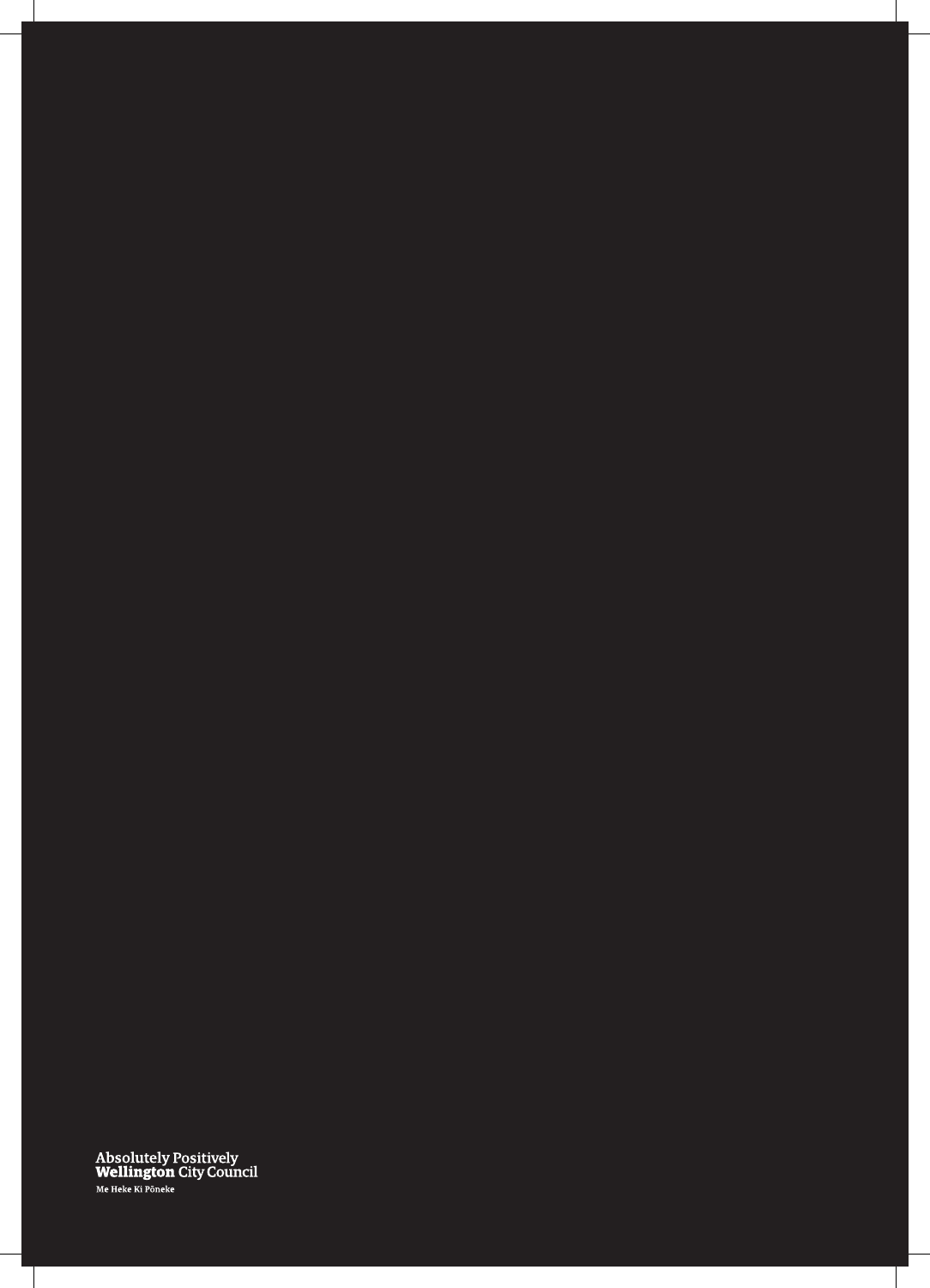Absolutely Positively
**Wellington** City Council
Me Heke Ki Pōneke